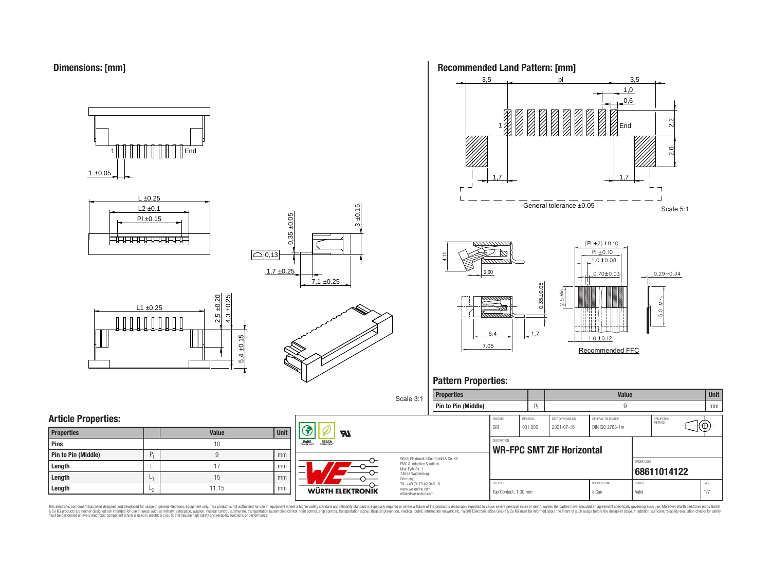## Dimensions: [mm]

1 ±0.05

L ±0.25

L2 ±0.1

Pl ±0.15

0,35 ±0.05

3 ±0.15

0,13

1,7 ±0.25

7,1 ±0.25

L1 ±0.25

2,5 ±0.20

4,3 ±0.25

5,4 ±0.15

Scale 3:1

## Recommended Land Pattern: [mm]

3,5 pl 3,5

1,0

0,6

2,2

2,6

1,7 1,7

General tolerance ±0.05

Scale 5:1

4.11

2.00

0.35±0.05

5.4 1.7

7.05

(Pl +2) ±0.10

Pl ±0.10

1.0 ±0.08

0.70±0.03

0.29~0.34

2.5 Min.

5.0 Min.

1.0 ±0.12

Recommended FFC

## Pattern Properties:

| Properties | | Value | Unit |
|---|---|---|---|
| Pin to Pin (Middle) | $p_l$ | 9 | mm |

## Article Properties:

| Properties | | Value | Unit |
|---|---|---|---|
| Pins | | 10 | |
| Pin to Pin (Middle) | $P_l$ | 9 | mm |
| Length | L | 17 | mm |
| Length | $L_1$ | 15 | mm |
| Length | $L_2$ | 11.15 | mm |

| CHECKED | REVISION | DATE (YYYY-MM-DD) | GENERAL TOLERANCE | PROJECTION METHOD |
|---|---|---|---|---|
| GM | 001.005 | 2021-07-16 | DIN ISO 2768-1m | |

DESCRIPTION

**WR-FPC SMT ZIF Horizontal**

ORDER CODE

**68611014122**

| SIZE/TYPE | BUSINESS UNIT | STATUS | PAGE |
|---|---|---|---|
| Top Contact, 1.00 mm | eiCan | Valid | 1/7 |

Würth Elektronik eiSos GmbH & Co. KG
EMC & Inductive Solutions
Max-Eyth-Str. 1
74638 Waldenburg
Germany
Tel. +49 (0) 79 42 945 - 0
www.we-online.com
eiSos@we-online.com

WÜRTH ELEKTRONIK

This electronic component has been designed and developed for usage in general electronic equipment only. This product is not authorized for use in equipment where a higher safety standard and reliability standard is especially required or where a failure of the product is reasonably expected to cause severe personal injury or death, unless the parties have executed an agreement specifically governing such use. Moreover Würth Elektronik eiSos GmbH & Co KG products are neither designed nor intended for use in areas such as military, aerospace, aviation, nuclear control, submarine, transportation (automotive control, train control, ship control), transportation signal, disaster prevention, medical, public information network etc.. Würth Elektronik eiSos GmbH & Co KG must be informed about the intent of such usage before the design-in stage. In addition, sufficient reliability evaluation checks for safety must be performed on every electronic component which is used in electrical circuits that require high safety and reliability functions or performance.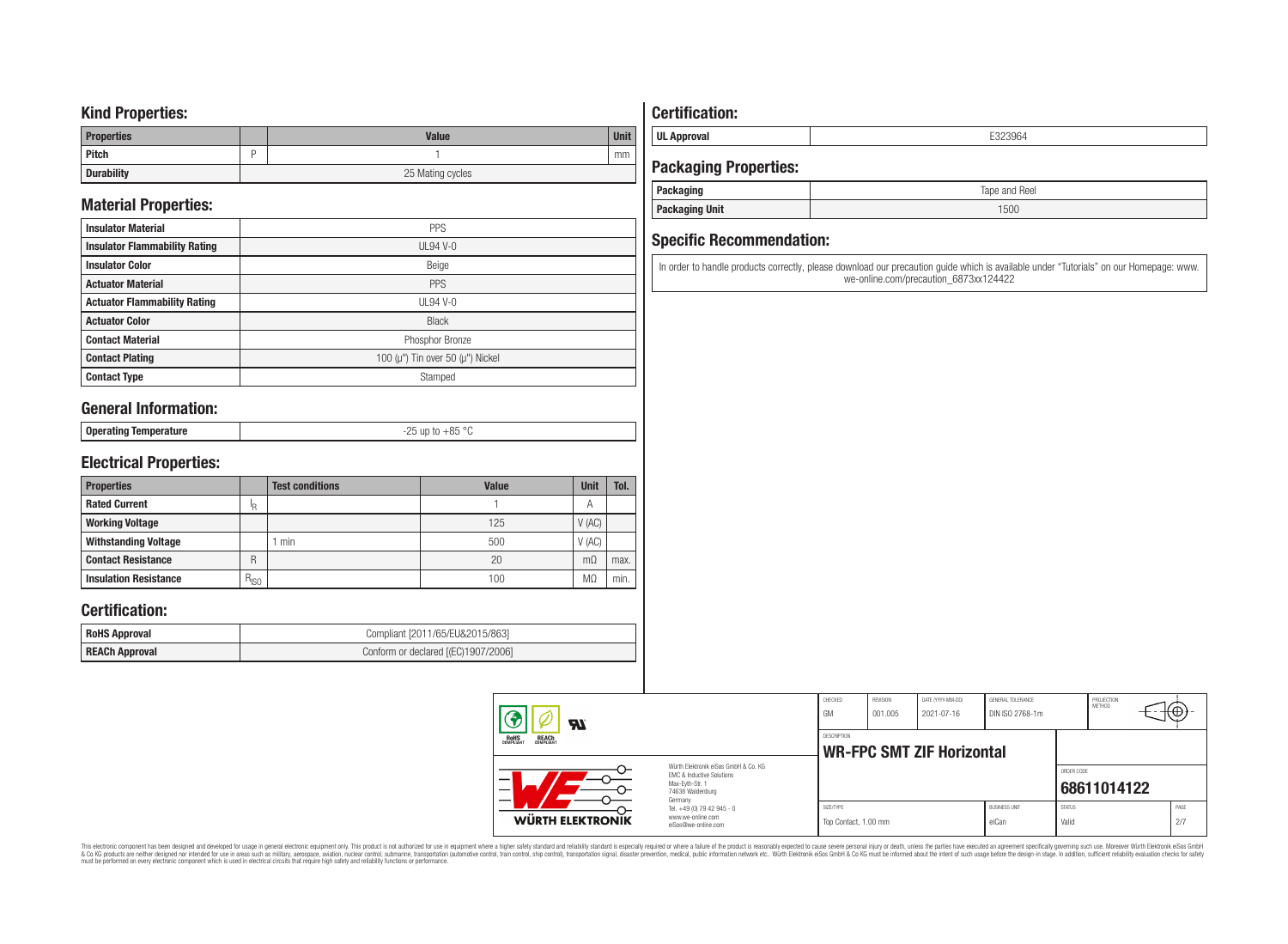## Kind Properties:

| Properties | | Value | Unit |
|---|---|---|---|
| Pitch | P | 1 | mm |
| Durability | | 25 Mating cycles | |

## Material Properties:

| | |
|---|---|
| Insulator Material | PPS |
| Insulator Flammability Rating | UL94 V-0 |
| Insulator Color | Beige |
| Actuator Material | PPS |
| Actuator Flammability Rating | UL94 V-0 |
| Actuator Color | Black |
| Contact Material | Phosphor Bronze |
| Contact Plating | 100 (µ") Tin over 50 (µ") Nickel |
| Contact Type | Stamped |

## General Information:

| | |
|---|---|
| Operating Temperature | -25 up to +85 °C |

## Electrical Properties:

| Properties | | Test conditions | Value | Unit | Tol. |
|---|---|---|---|---|---|
| Rated Current | $I_R$ | | 1 | A | |
| Working Voltage | | | 125 | V (AC) | |
| Withstanding Voltage | | 1 min | 500 | V (AC) | |
| Contact Resistance | R | | 20 | mΩ | max. |
| Insulation Resistance | $R_{ISO}$ | | 100 | MΩ | min. |

## Certification:

| | |
|---|---|
| RoHS Approval | Compliant [2011/65/EU&2015/863] |
| REACh Approval | Conform or declared [(EC)1907/2006] |

## Certification:

| | |
|---|---|
| UL Approval | E323964 |

## Packaging Properties:

| | |
|---|---|
| Packaging | Tape and Reel |
| Packaging Unit | 1500 |

## Specific Recommendation:

In order to handle products correctly, please download our precaution guide which is available under "Tutorials" on our Homepage: www.we-online.com/precaution_6873xx124422

| CHECKED | REVISION | DATE (YYYY-MM-DD) | GENERAL TOLERANCE | PROJECTION METHOD |
|---|---|---|---|---|
| GM | 001.005 | 2021-07-16 | DIN ISO 2768-1m | |

Würth Elektronik eiSos GmbH & Co. KG
EMC & Inductive Solutions
Max-Eyth-Str. 1
74638 Waldenburg
Germany
Tel. +49 (0) 79 42 945 - 0
www.we-online.com
eiSos@we-online.com

DESCRIPTION: **WR-FPC SMT ZIF Horizontal**

ORDER CODE: **68611014122**

| SIZE/TYPE | BUSINESS UNIT | STATUS |
|---|---|---|
| Top Contact, 1.00 mm | eiCan | Valid |

This electronic component has been designed and developed for usage in general electronic equipment only. This product is not authorized for use in equipment where a higher safety standard and reliability standard is especially required or where a failure of the product is reasonably expected to cause severe personal injury or death, unless the parties have executed an agreement specifically governing such use. Moreover Würth Elektronik eiSos GmbH & Co KG products are neither designed nor intended for use in areas such as military, aerospace, aviation, nuclear control, submarine, transportation (automotive control, train control, ship control), transportation signal, disaster prevention, medical, public information network etc.. Würth Elektronik eiSos GmbH & Co KG must be informed about the intent of such usage before the design-in stage. In addition, sufficient reliability evaluation checks for safety must be performed on every electronic component which is used in electrical circuits that require high safety and reliability functions or performance.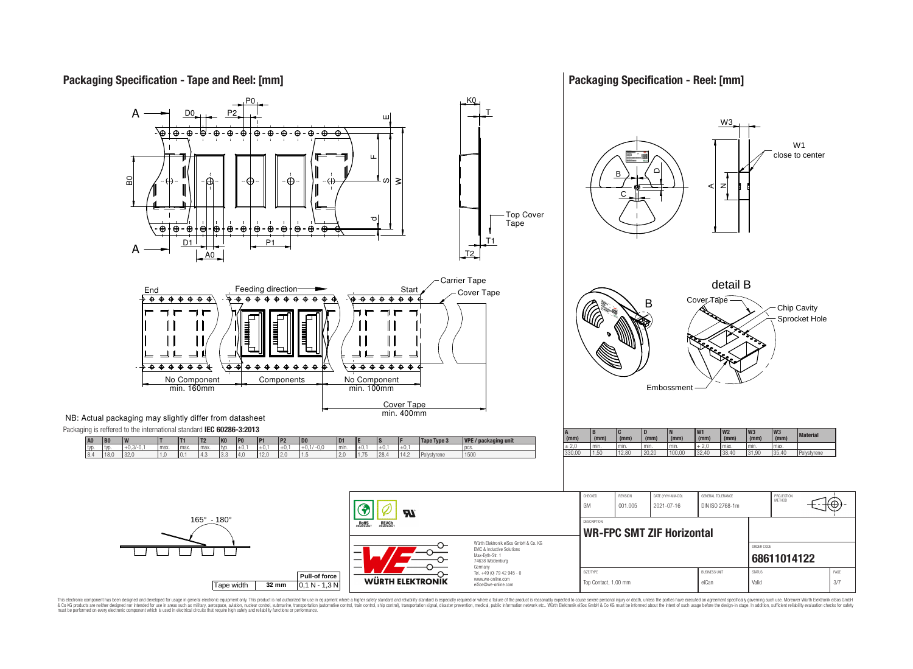## Packaging Specification - Tape and Reel: [mm]

Top Cover Tape

Carrier Tape

Cover Tape

End — Feeding direction — Start

No Component min. 160mm | Components | No Component min. 100mm

Cover Tape min. 400mm

NB: Actual packaging may slightly differ from datasheet

Packaging is reffered to the international standard **IEC 60286-3:2013**

| A0 | B0 | W | T | T1 | T2 | K0 | P0 | P1 | P2 | D0 | D1 | E | S | F | Tape Type 3 | VPE / packaging unit |
|---|---|---|---|---|---|---|---|---|---|---|---|---|---|---|---|---|
| typ. | typ. | +0,3/-0,1 | max. | max. | max. | typ. | ±0,1 | ±0,1 | ±0,1 | +0,1/ -0,0 | min. | ±0,1 | ±0,1 | ±0,1 | | pcs. |
| 8.4 | 18.0 | 32,0 | 1,0 | 0.1 | 4.3 | 3.3 | 4,0 | 12,0 | 2,0 | 1.5 | 2,0 | 1,75 | 28,4 | 14,2 | Polystyrene | 1500 |

165° - 180°

| Tape width | Pull-of force |
|---|---|
| 32 mm | 0,1 N - 1,3 N |

## Packaging Specification - Reel: [mm]

W1 close to center

detail B

Cover Tape, Chip Cavity, Sprocket Hole, Embossment

| A (mm) | B (mm) | C (mm) | D (mm) | N (mm) | W1 (mm) | W2 (mm) | W3 (mm) | W3 (mm) | Material |
|---|---|---|---|---|---|---|---|---|---|
| ± 2,0 | min. | min. | min. | min. | + 2,0 | max. | min. | max. | |
| 330,00 | 1,50 | 12,80 | 20,20 | 100,00 | 32,40 | 38,40 | 31,90 | 35,40 | Polystyrene |

| CHECKED | REVISION | DATE (YYYY-MM-DD) | GENERAL TOLERANCE | PROJECTION METHOD |
|---|---|---|---|---|
| GM | 001.005 | 2021-07-16 | DIN ISO 2768-1m | |

DESCRIPTION: **WR-FPC SMT ZIF Horizontal**

ORDER CODE: **68611014122**

| SIZE/TYPE | BUSINESS UNIT | STATUS | PAGE |
|---|---|---|---|
| Top Contact, 1.00 mm | eiCan | Valid | 3/7 |

Würth Elektronik eiSos GmbH & Co. KG
EMC & Inductive Solutions
Max-Eyth-Str. 1
74638 Waldenburg
Germany
Tel. +49 (0) 79 42 945 - 0
www.we-online.com
eiSos@we-online.com

This electronic component has been designed and developed for usage in general electronic equipment only. This product is not authorized for use in equipment where a higher safety standard and reliability standard is especially required or where a failure of the product is reasonably expected to cause severe personal injury or death, unless the parties have executed an agreement specifically governing such use. Moreover Würth Elektronik eiSos GmbH & Co KG products are neither designed nor intended for use in areas such as military, aerospace, aviation, nuclear control, submarine, transportation (automotive control, train control, ship control), transportation signal, disaster prevention, medical, public information network etc.. Würth Elektronik eiSos GmbH & Co KG must be informed about the intent of such usage before the design-in stage. In addition, sufficient reliability evaluation checks for safety must be performed on every electronic component which is used in electrical circuits that require high safety and reliability functions or performance.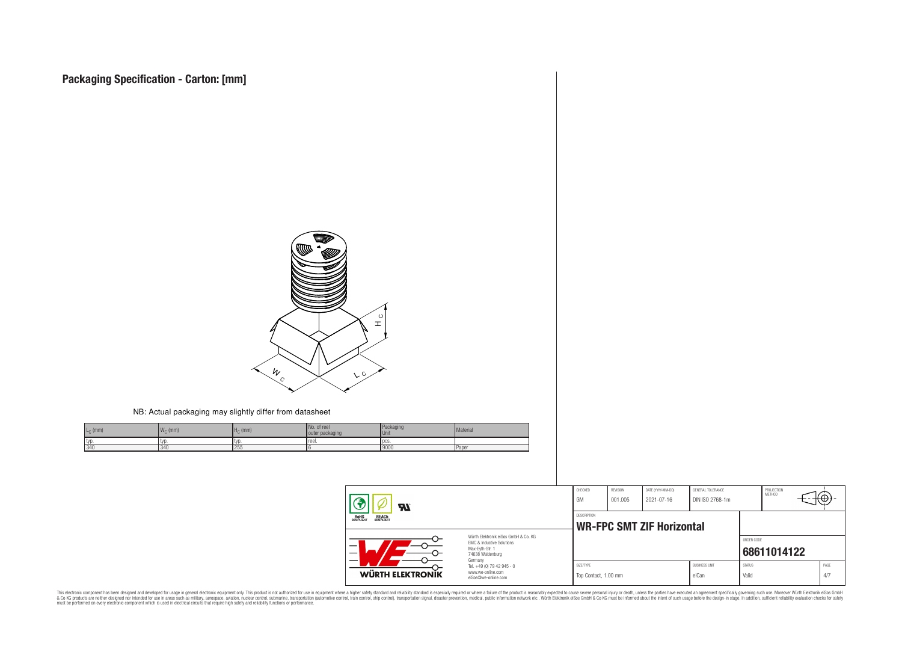# Packaging Specification - Carton: [mm]

NB: Actual packaging may slightly differ from datasheet

| $L_C$ (mm) | $W_C$ (mm) | $H_C$ (mm) | No. of reel outer packaging | Packaging Unit | Material |
|---|---|---|---|---|---|
| typ. | typ. | typ. | reel. | pcs. | |
| 340 | 340 | 255 | 6 | 9000 | Paper |

| CHECKED | REVISION | DATE (YYYY-MM-DD) | GENERAL TOLERANCE | PROJECTION METHOD |
|---|---|---|---|---|
| GM | 001.005 | 2021-07-16 | DIN ISO 2768-1m | |

DESCRIPTION
**WR-FPC SMT ZIF Horizontal**

ORDER CODE
**68611014122**

| SIZE/TYPE | BUSINESS UNIT | STATUS | PAGE |
|---|---|---|---|
| Top Contact, 1.00 mm | eiCan | Valid | 4/7 |

Würth Elektronik eiSos GmbH & Co. KG
EMC & Inductive Solutions
Max-Eyth-Str. 1
74638 Waldenburg
Germany
Tel. +49 (0) 79 42 945 - 0
www.we-online.com
eiSos@we-online.com

This electronic component has been designed and developed for usage in general electronic equipment only. This product is not authorized for use in equipment where a higher safety standard and reliability standard is especially required or where a failure of the product is reasonably expected to cause severe personal injury or death, unless the parties have executed an agreement specifically governing such use. Moreover Würth Elektronik eiSos GmbH & Co KG products are neither designed nor intended for use in areas such as military, aerospace, aviation, nuclear control, submarine, transportation (automotive control, train control, ship control), transportation signal, disaster prevention, medical, public information network etc.. Würth Elektronik eiSos GmbH & Co KG must be informed about the intent of such usage before the design-in stage. In addition, sufficient reliability evaluation checks for safety must be performed on every electronic component which is used in electrical circuits that require high safety and reliability functions or performance.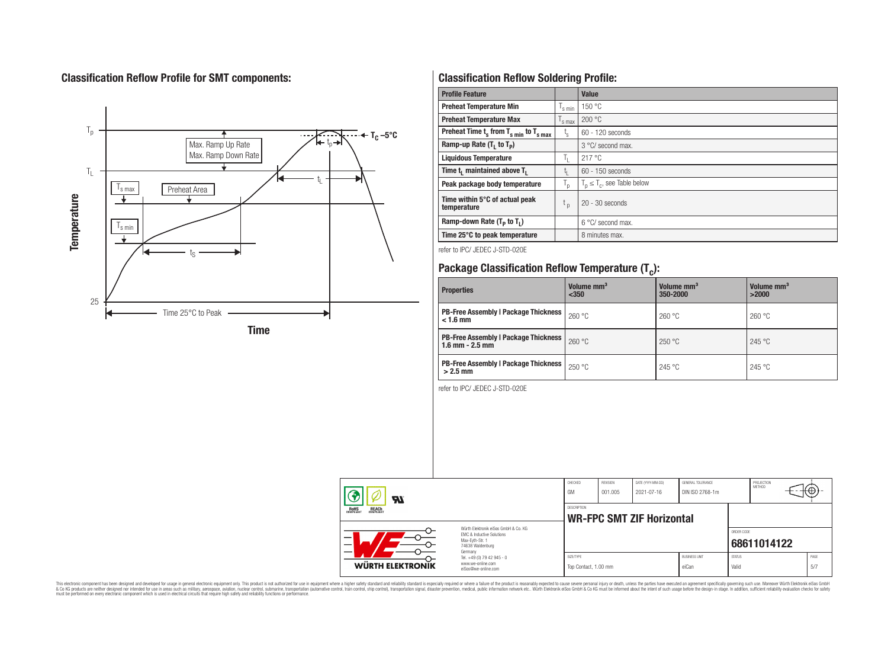## Classification Reflow Profile for SMT components:

## Classification Reflow Soldering Profile:

| Profile Feature | | Value |
|---|---|---|
| Preheat Temperature Min | $T_{s\ min}$ | 150 °C |
| Preheat Temperature Max | $T_{s\ max}$ | 200 °C |
| Preheat Time $t_s$ from $T_{s\ min}$ to $T_{s\ max}$ | $t_s$ | 60 - 120 seconds |
| Ramp-up Rate ($T_L$ to $T_P$) | | 3 °C/ second max. |
| Liquidous Temperature | $T_L$ | 217 °C |
| Time $t_L$ maintained above $T_L$ | $t_L$ | 60 - 150 seconds |
| Peak package body temperature | $T_p$ | $T_p \leq T_c$, see Table below |
| Time within 5°C of actual peak temperature | $t_p$ | 20 - 30 seconds |
| Ramp-down Rate ($T_P$ to $T_L$) | | 6 °C/ second max. |
| Time 25°C to peak temperature | | 8 minutes max. |

refer to IPC/ JEDEC J-STD-020E

## Package Classification Reflow Temperature ($T_c$):

| Properties | Volume mm³ <350 | Volume mm³ 350-2000 | Volume mm³ >2000 |
|---|---|---|---|
| PB-Free Assembly \| Package Thickness < 1.6 mm | 260 °C | 260 °C | 260 °C |
| PB-Free Assembly \| Package Thickness 1.6 mm - 2.5 mm | 260 °C | 250 °C | 245 °C |
| PB-Free Assembly \| Package Thickness > 2.5 mm | 250 °C | 245 °C | 245 °C |

refer to IPC/ JEDEC J-STD-020E

| CHECKED | REVISION | DATE (YYYY-MM-DD) | GENERAL TOLERANCE | PROJECTION METHOD |
|---|---|---|---|---|
| GM | 001.005 | 2021-07-16 | DIN ISO 2768-1m | |

DESCRIPTION: **WR-FPC SMT ZIF Horizontal**

ORDER CODE: **68611014122**

| SIZE/TYPE | BUSINESS UNIT | STATUS | PAGE |
|---|---|---|---|
| Top Contact, 1.00 mm | eiCan | Valid | 5/7 |

Würth Elektronik eiSos GmbH & Co. KG
EMC & Inductive Solutions
Max-Eyth-Str. 1
74638 Waldenburg
Germany
Tel. +49 (0) 79 42 945 - 0
www.we-online.com
eiSos@we-online.com

This electronic component has been designed and developed for usage in general electronic equipment only. This product is not authorized for use in equipment where a higher safety standard and reliability standard is especially required or where a failure of the product is reasonably expected to cause severe personal injury or death, unless the parties have executed an agreement specifically governing such use. Moreover Würth Elektronik eiSos GmbH & Co KG products are neither designed nor intended for use in areas such as military, aerospace, aviation, nuclear control, submarine, transportation (automotive control, train control, ship control), transportation signal, disaster prevention, medical, public information network etc.. Würth Elektronik eiSos GmbH & Co KG must be informed about the intent of such usage before the design-in stage. In addition, sufficient reliability evaluation checks for safety must be performed on every electronic component which is used in electrical circuits that require high safety and reliability functions or performance.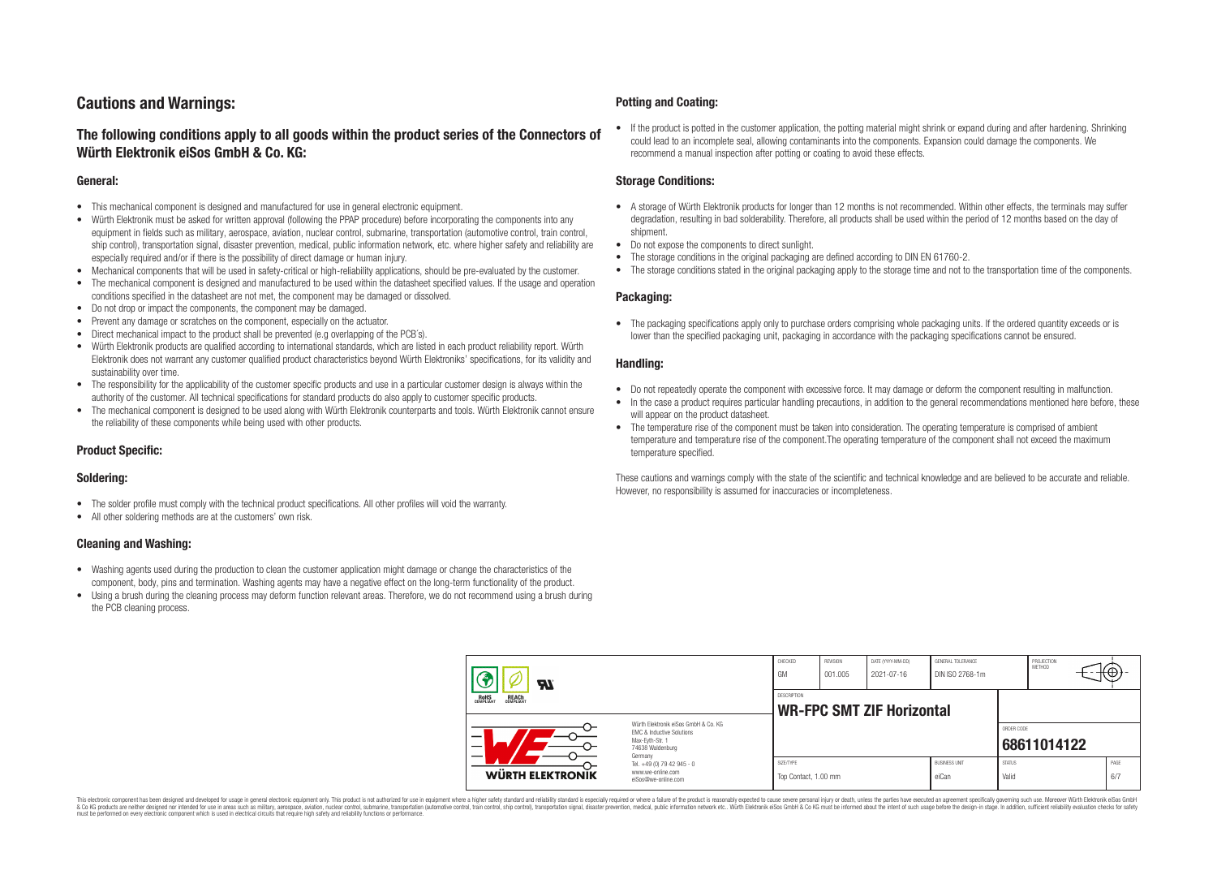## Cautions and Warnings:

### The following conditions apply to all goods within the product series of the Connectors of Würth Elektronik eiSos GmbH & Co. KG:

#### General:

- This mechanical component is designed and manufactured for use in general electronic equipment.
- Würth Elektronik must be asked for written approval (following the PPAP procedure) before incorporating the components into any equipment in fields such as military, aerospace, aviation, nuclear control, submarine, transportation (automotive control, train control, ship control), transportation signal, disaster prevention, medical, public information network, etc. where higher safety and reliability are especially required and/or if there is the possibility of direct damage or human injury.
- Mechanical components that will be used in safety-critical or high-reliability applications, should be pre-evaluated by the customer.
- The mechanical component is designed and manufactured to be used within the datasheet specified values. If the usage and operation conditions specified in the datasheet are not met, the component may be damaged or dissolved.
- Do not drop or impact the components, the component may be damaged.
- Prevent any damage or scratches on the component, especially on the actuator.
- Direct mechanical impact to the product shall be prevented (e.g overlapping of the PCB's).
- Würth Elektronik products are qualified according to international standards, which are listed in each product reliability report. Würth Elektronik does not warrant any customer qualified product characteristics beyond Würth Elektroniks' specifications, for its validity and sustainability over time.
- The responsibility for the applicability of the customer specific products and use in a particular customer design is always within the authority of the customer. All technical specifications for standard products do also apply to customer specific products.
- The mechanical component is designed to be used along with Würth Elektronik counterparts and tools. Würth Elektronik cannot ensure the reliability of these components while being used with other products.

#### Product Specific:

#### Soldering:

- The solder profile must comply with the technical product specifications. All other profiles will void the warranty.
- All other soldering methods are at the customers' own risk.

#### Cleaning and Washing:

- Washing agents used during the production to clean the customer application might damage or change the characteristics of the component, body, pins and termination. Washing agents may have a negative effect on the long-term functionality of the product.
- Using a brush during the cleaning process may deform function relevant areas. Therefore, we do not recommend using a brush during the PCB cleaning process.

#### Potting and Coating:

- If the product is potted in the customer application, the potting material might shrink or expand during and after hardening. Shrinking could lead to an incomplete seal, allowing contaminants into the components. Expansion could damage the components. We recommend a manual inspection after potting or coating to avoid these effects.

#### Storage Conditions:

- A storage of Würth Elektronik products for longer than 12 months is not recommended. Within other effects, the terminals may suffer degradation, resulting in bad solderability. Therefore, all products shall be used within the period of 12 months based on the day of shipment.
- Do not expose the components to direct sunlight.
- The storage conditions in the original packaging are defined according to DIN EN 61760-2.
- The storage conditions stated in the original packaging apply to the storage time and not to the transportation time of the components.

#### Packaging:

- The packaging specifications apply only to purchase orders comprising whole packaging units. If the ordered quantity exceeds or is lower than the specified packaging unit, packaging in accordance with the packaging specifications cannot be ensured.

#### Handling:

- Do not repeatedly operate the component with excessive force. It may damage or deform the component resulting in malfunction.
- In the case a product requires particular handling precautions, in addition to the general recommendations mentioned here before, these will appear on the product datasheet.
- The temperature rise of the component must be taken into consideration. The operating temperature is comprised of ambient temperature and temperature rise of the component.The operating temperature of the component shall not exceed the maximum temperature specified.

These cautions and warnings comply with the state of the scientific and technical knowledge and are believed to be accurate and reliable. However, no responsibility is assumed for inaccuracies or incompleteness.

| CHECKED | REVISION | DATE (YYYY-MM-DD) | GENERAL TOLERANCE | PROJECTION METHOD |
|---|---|---|---|---|
| GM | 001.005 | 2021-07-16 | DIN ISO 2768-1m | |

| DESCRIPTION | ORDER CODE |
|---|---|
| **WR-FPC SMT ZIF Horizontal** | **68611014122** |

| SIZE/TYPE | BUSINESS UNIT | STATUS | PAGE |
|---|---|---|---|
| Top Contact, 1.00 mm | eiCan | Valid | 6/7 |

Würth Elektronik eiSos GmbH & Co. KG
EMC & Inductive Solutions
Max-Eyth-Str. 1
74638 Waldenburg
Germany
Tel. +49 (0) 79 42 945 - 0
www.we-online.com
eiSos@we-online.com

This electronic component has been designed and developed for usage in general electronic equipment only. This product is not authorized for use in equipment where a higher safety standard and reliability standard is especially required or where a failure of the product is reasonably expected to cause severe personal injury or death, unless the parties have executed an agreement specifically governing such use. Moreover Würth Elektronik eiSos GmbH & Co KG products are neither designed nor intended for use in areas such as military, aerospace, aviation, nuclear control, submarine, transportation (automotive control, train control, ship control), transportation signal, disaster prevention, medical, public information network etc.. Würth Elektronik eiSos GmbH & Co KG must be informed about the intent of such usage before the design-in stage. In addition, sufficient reliability evaluation checks for safety must be performed on every electronic component which is used in electrical circuits that require high safety and reliability functions or performance.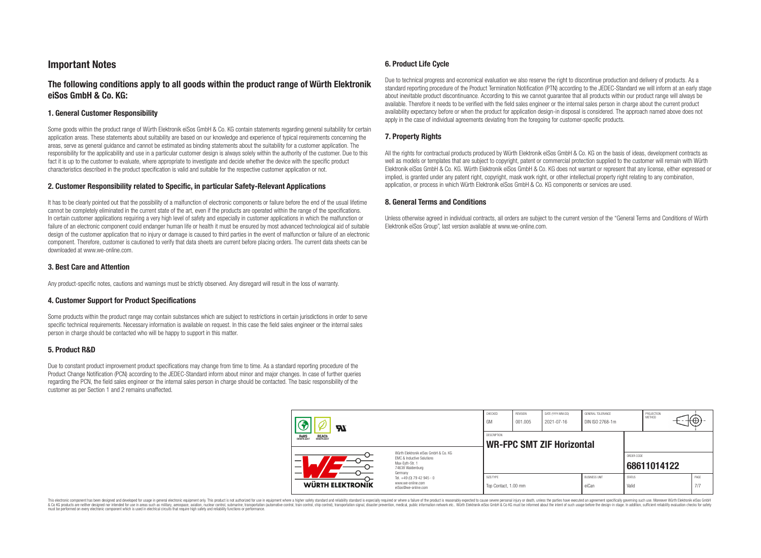# Important Notes

## The following conditions apply to all goods within the product range of Würth Elektronik eiSos GmbH & Co. KG:

### 1. General Customer Responsibility

Some goods within the product range of Würth Elektronik eiSos GmbH & Co. KG contain statements regarding general suitability for certain application areas. These statements about suitability are based on our knowledge and experience of typical requirements concerning the areas, serve as general guidance and cannot be estimated as binding statements about the suitability for a customer application. The responsibility for the applicability and use in a particular customer design is always solely within the authority of the customer. Due to this fact it is up to the customer to evaluate, where appropriate to investigate and decide whether the device with the specific product characteristics described in the product specification is valid and suitable for the respective customer application or not.

### 2. Customer Responsibility related to Specific, in particular Safety-Relevant Applications

It has to be clearly pointed out that the possibility of a malfunction of electronic components or failure before the end of the usual lifetime cannot be completely eliminated in the current state of the art, even if the products are operated within the range of the specifications. In certain customer applications requiring a very high level of safety and especially in customer applications in which the malfunction or failure of an electronic component could endanger human life or health it must be ensured by most advanced technological aid of suitable design of the customer application that no injury or damage is caused to third parties in the event of malfunction or failure of an electronic component. Therefore, customer is cautioned to verify that data sheets are current before placing orders. The current data sheets can be downloaded at www.we-online.com.

### 3. Best Care and Attention

Any product-specific notes, cautions and warnings must be strictly observed. Any disregard will result in the loss of warranty.

### 4. Customer Support for Product Specifications

Some products within the product range may contain substances which are subject to restrictions in certain jurisdictions in order to serve specific technical requirements. Necessary information is available on request. In this case the field sales engineer or the internal sales person in charge should be contacted who will be happy to support in this matter.

### 5. Product R&D

Due to constant product improvement product specifications may change from time to time. As a standard reporting procedure of the Product Change Notification (PCN) according to the JEDEC-Standard inform about minor and major changes. In case of further queries regarding the PCN, the field sales engineer or the internal sales person in charge should be contacted. The basic responsibility of the customer as per Section 1 and 2 remains unaffected.

### 6. Product Life Cycle

Due to technical progress and economical evaluation we also reserve the right to discontinue production and delivery of products. As a standard reporting procedure of the Product Termination Notification (PTN) according to the JEDEC-Standard we will inform at an early stage about inevitable product discontinuance. According to this we cannot guarantee that all products within our product range will always be available. Therefore it needs to be verified with the field sales engineer or the internal sales person in charge about the current product availability expectancy before or when the product for application design-in disposal is considered. The approach named above does not apply in the case of individual agreements deviating from the foregoing for customer-specific products.

### 7. Property Rights

All the rights for contractual products produced by Würth Elektronik eiSos GmbH & Co. KG on the basis of ideas, development contracts as well as models or templates that are subject to copyright, patent or commercial protection supplied to the customer will remain with Würth Elektronik eiSos GmbH & Co. KG. Würth Elektronik eiSos GmbH & Co. KG does not warrant or represent that any license, either expressed or implied, is granted under any patent right, copyright, mask work right, or other intellectual property right relating to any combination, application, or process in which Würth Elektronik eiSos GmbH & Co. KG components or services are used.

### 8. General Terms and Conditions

Unless otherwise agreed in individual contracts, all orders are subject to the current version of the "General Terms and Conditions of Würth Elektronik eiSos Group", last version available at www.we-online.com.

| | | | | | | | |
|---|---|---|---|---|---|---|---|
| RoHS COMPLIANT / REACh COMPLIANT | | CHECKED: GM | REVISION: 001.005 | DATE (YYYY-MM-DD): 2021-07-16 | GENERAL TOLERANCE: DIN ISO 2768-1m | PROJECTION METHOD | |
| | | DESCRIPTION: **WR-FPC SMT ZIF Horizontal** | | | | | |
| WÜRTH ELEKTRONIK | Würth Elektronik eiSos GmbH & Co. KG, EMC & Inductive Solutions, Max-Eyth-Str. 1, 74638 Waldenburg, Germany, Tel. +49 (0) 79 42 945 - 0, www.we-online.com, eiSos@we-online.com | | | | | ORDER CODE: **68611014122** | |
| | | SIZE/TYPE: Top Contact, 1.00 mm | | | BUSINESS UNIT: eiCan | STATUS: Valid | PAGE: 7/7 |

This electronic component has been designed and developed for usage in general electronic equipment only. This product is not authorized for use in equipment where a higher safety standard and reliability standard is especially required or where a failure of the product is reasonably expected to cause severe personal injury or death, unless the parties have executed an agreement specifically governing such use. Moreover Würth Elektronik eiSos GmbH & Co KG products are neither designed nor intended for use in areas such as military, aerospace, aviation, nuclear control, submarine, transportation (automotive control, train control, ship control), transportation signal, disaster prevention, medical, public information network etc.. Würth Elektronik eiSos GmbH & Co KG must be informed about the intent of such usage before the design-in stage. In addition, sufficient reliability evaluation checks for safety must be performed on every electronic component which is used in electrical circuits that require high safety and reliability functions or performance.